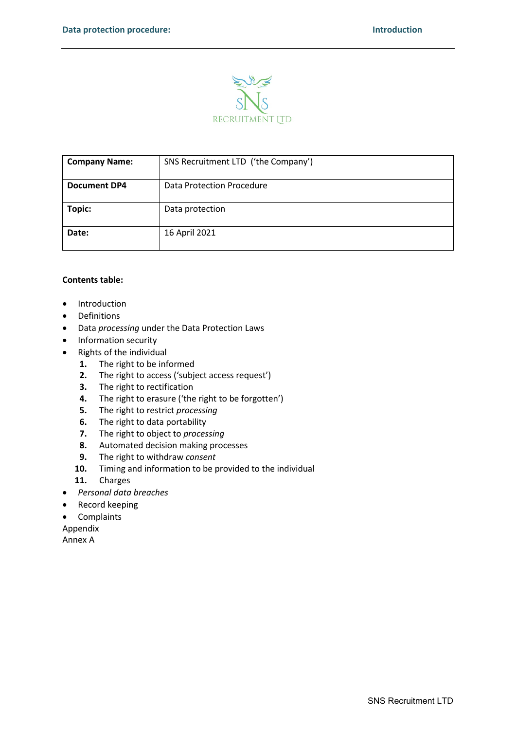| Company Name: | SNS Recruitment LTD ('the Company') |
|---|---|
| Document DP4 | Data Protection Procedure |
| Topic: | Data protection |
| Date: | 16 April 2021 |

**Contents table:**

- Introduction
- Definitions
- Data *processing* under the Data Protection Laws
- Information security
- Rights of the individual
  1. The right to be informed
  2. The right to access ('subject access request')
  3. The right to rectification
  4. The right to erasure ('the right to be forgotten')
  5. The right to restrict *processing*
  6. The right to data portability
  7. The right to object to *processing*
  8. Automated decision making processes
  9. The right to withdraw *consent*
  10. Timing and information to be provided to the individual
  11. Charges
- *Personal data breaches*
- Record keeping
- Complaints

Appendix
Annex A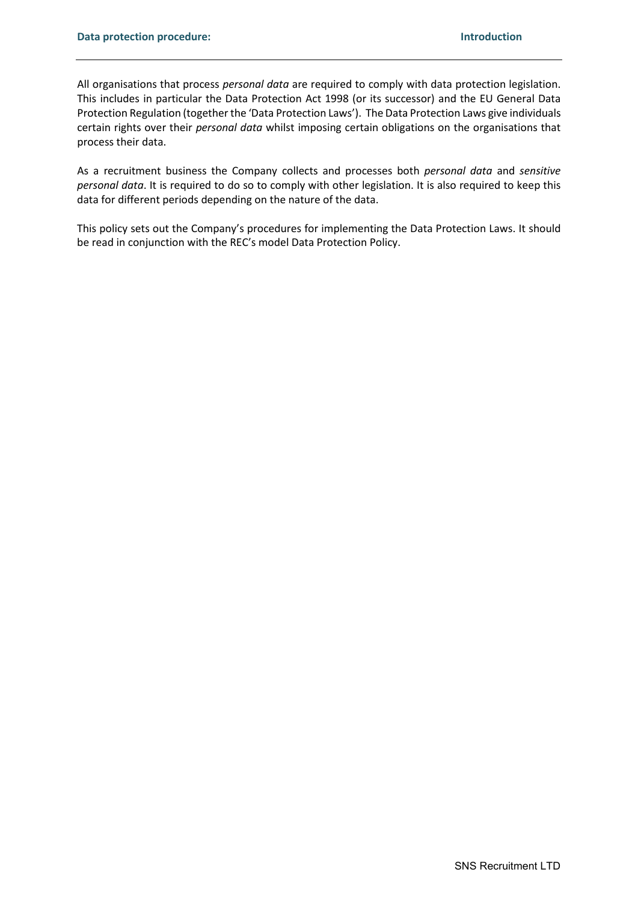## Introduction

All organisations that process *personal data* are required to comply with data protection legislation. This includes in particular the Data Protection Act 1998 (or its successor) and the EU General Data Protection Regulation (together the 'Data Protection Laws'). The Data Protection Laws give individuals certain rights over their *personal data* whilst imposing certain obligations on the organisations that process their data.

As a recruitment business the Company collects and processes both *personal data* and *sensitive personal data*. It is required to do so to comply with other legislation. It is also required to keep this data for different periods depending on the nature of the data.

This policy sets out the Company's procedures for implementing the Data Protection Laws. It should be read in conjunction with the REC's model Data Protection Policy.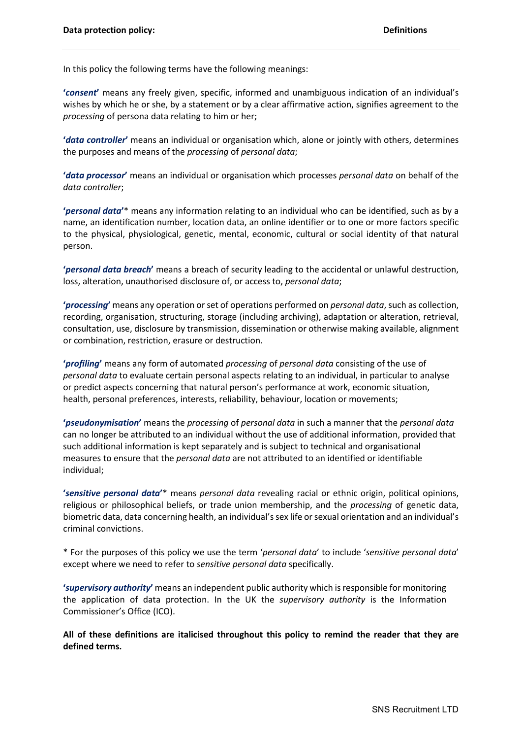In this policy the following terms have the following meanings:

**'*consent*'** means any freely given, specific, informed and unambiguous indication of an individual's wishes by which he or she, by a statement or by a clear affirmative action, signifies agreement to the *processing* of persona data relating to him or her;

**'*data controller*'** means an individual or organisation which, alone or jointly with others, determines the purposes and means of the *processing* of *personal data*;

**'*data processor*'** means an individual or organisation which processes *personal data* on behalf of the *data controller*;

**'*personal data*'*** means any information relating to an individual who can be identified, such as by a name, an identification number, location data, an online identifier or to one or more factors specific to the physical, physiological, genetic, mental, economic, cultural or social identity of that natural person.

**'*personal data breach*'** means a breach of security leading to the accidental or unlawful destruction, loss, alteration, unauthorised disclosure of, or access to, *personal data*;

**'*processing*'** means any operation or set of operations performed on *personal data*, such as collection, recording, organisation, structuring, storage (including archiving), adaptation or alteration, retrieval, consultation, use, disclosure by transmission, dissemination or otherwise making available, alignment or combination, restriction, erasure or destruction.

**'*profiling*'** means any form of automated *processing* of *personal data* consisting of the use of *personal data* to evaluate certain personal aspects relating to an individual, in particular to analyse or predict aspects concerning that natural person's performance at work, economic situation, health, personal preferences, interests, reliability, behaviour, location or movements;

**'*pseudonymisation*'** means the *processing* of *personal data* in such a manner that the *personal data* can no longer be attributed to an individual without the use of additional information, provided that such additional information is kept separately and is subject to technical and organisational measures to ensure that the *personal data* are not attributed to an identified or identifiable individual;

**'*sensitive personal data*'*** means *personal data* revealing racial or ethnic origin, political opinions, religious or philosophical beliefs, or trade union membership, and the *processing* of genetic data, biometric data, data concerning health, an individual's sex life or sexual orientation and an individual's criminal convictions.

* For the purposes of this policy we use the term '*personal data*' to include '*sensitive personal data*' except where we need to refer to *sensitive personal data* specifically.

**'*supervisory authority*'** means an independent public authority which is responsible for monitoring the application of data protection. In the UK the *supervisory authority* is the Information Commissioner's Office (ICO).

**All of these definitions are italicised throughout this policy to remind the reader that they are defined terms.**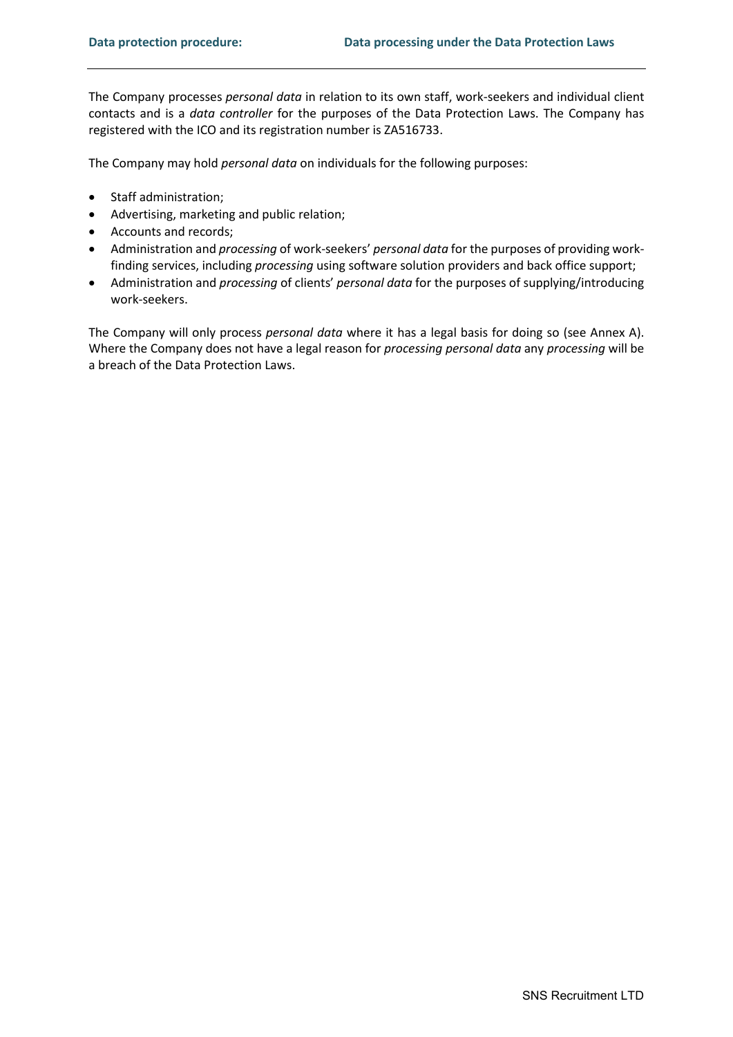**Data protection procedure:** **Data processing under the Data Protection Laws**

The Company processes *personal data* in relation to its own staff, work-seekers and individual client contacts and is a *data controller* for the purposes of the Data Protection Laws. The Company has registered with the ICO and its registration number is ZA516733.

The Company may hold *personal data* on individuals for the following purposes:

- Staff administration;
- Advertising, marketing and public relation;
- Accounts and records;
- Administration and *processing* of work-seekers' *personal data* for the purposes of providing work-finding services, including *processing* using software solution providers and back office support;
- Administration and *processing* of clients' *personal data* for the purposes of supplying/introducing work-seekers.

The Company will only process *personal data* where it has a legal basis for doing so (see Annex A). Where the Company does not have a legal reason for *processing personal data* any *processing* will be a breach of the Data Protection Laws.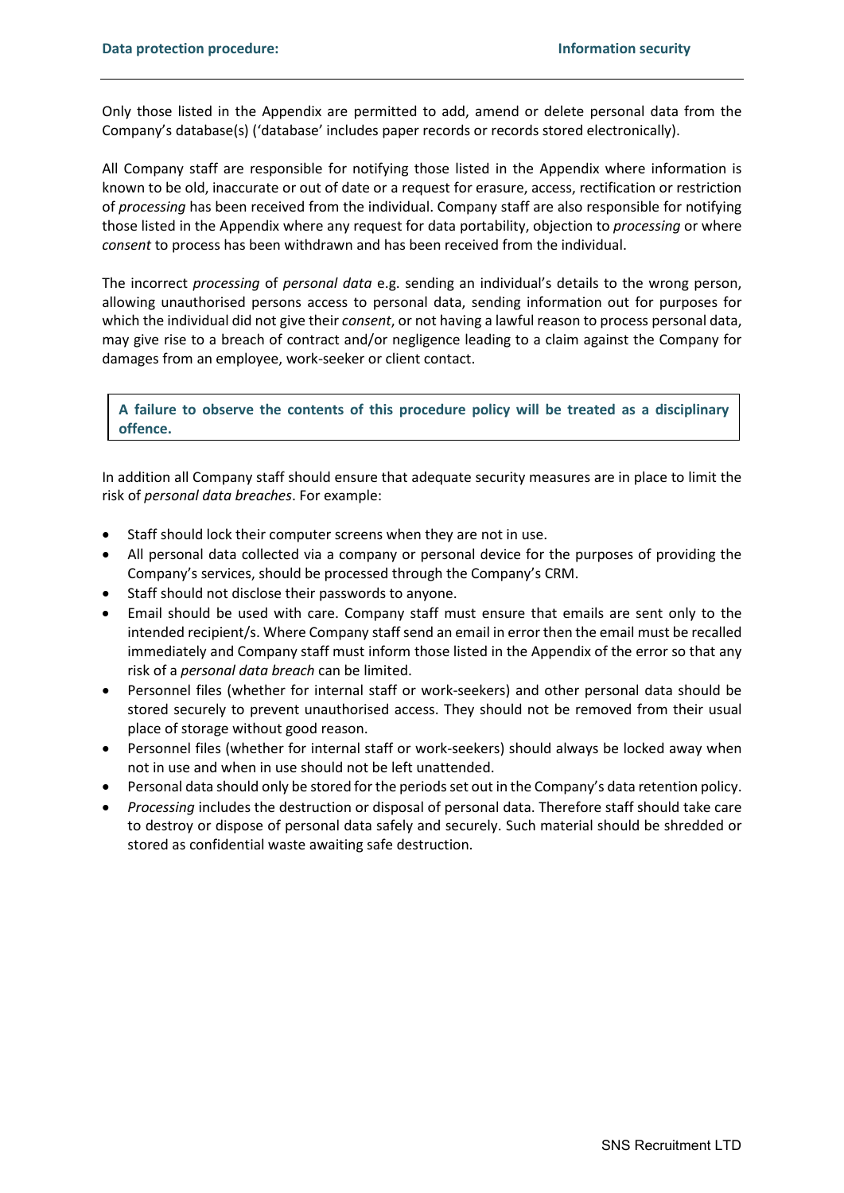Only those listed in the Appendix are permitted to add, amend or delete personal data from the Company's database(s) ('database' includes paper records or records stored electronically).

All Company staff are responsible for notifying those listed in the Appendix where information is known to be old, inaccurate or out of date or a request for erasure, access, rectification or restriction of *processing* has been received from the individual. Company staff are also responsible for notifying those listed in the Appendix where any request for data portability, objection to *processing* or where *consent* to process has been withdrawn and has been received from the individual.

The incorrect *processing* of *personal data* e.g. sending an individual's details to the wrong person, allowing unauthorised persons access to personal data, sending information out for purposes for which the individual did not give their *consent*, or not having a lawful reason to process personal data, may give rise to a breach of contract and/or negligence leading to a claim against the Company for damages from an employee, work-seeker or client contact.

**A failure to observe the contents of this procedure policy will be treated as a disciplinary offence.**

In addition all Company staff should ensure that adequate security measures are in place to limit the risk of *personal data breaches*. For example:

- Staff should lock their computer screens when they are not in use.
- All personal data collected via a company or personal device for the purposes of providing the Company's services, should be processed through the Company's CRM.
- Staff should not disclose their passwords to anyone.
- Email should be used with care. Company staff must ensure that emails are sent only to the intended recipient/s. Where Company staff send an email in error then the email must be recalled immediately and Company staff must inform those listed in the Appendix of the error so that any risk of a *personal data breach* can be limited.
- Personnel files (whether for internal staff or work-seekers) and other personal data should be stored securely to prevent unauthorised access. They should not be removed from their usual place of storage without good reason.
- Personnel files (whether for internal staff or work-seekers) should always be locked away when not in use and when in use should not be left unattended.
- Personal data should only be stored for the periods set out in the Company's data retention policy.
- *Processing* includes the destruction or disposal of personal data. Therefore staff should take care to destroy or dispose of personal data safely and securely. Such material should be shredded or stored as confidential waste awaiting safe destruction.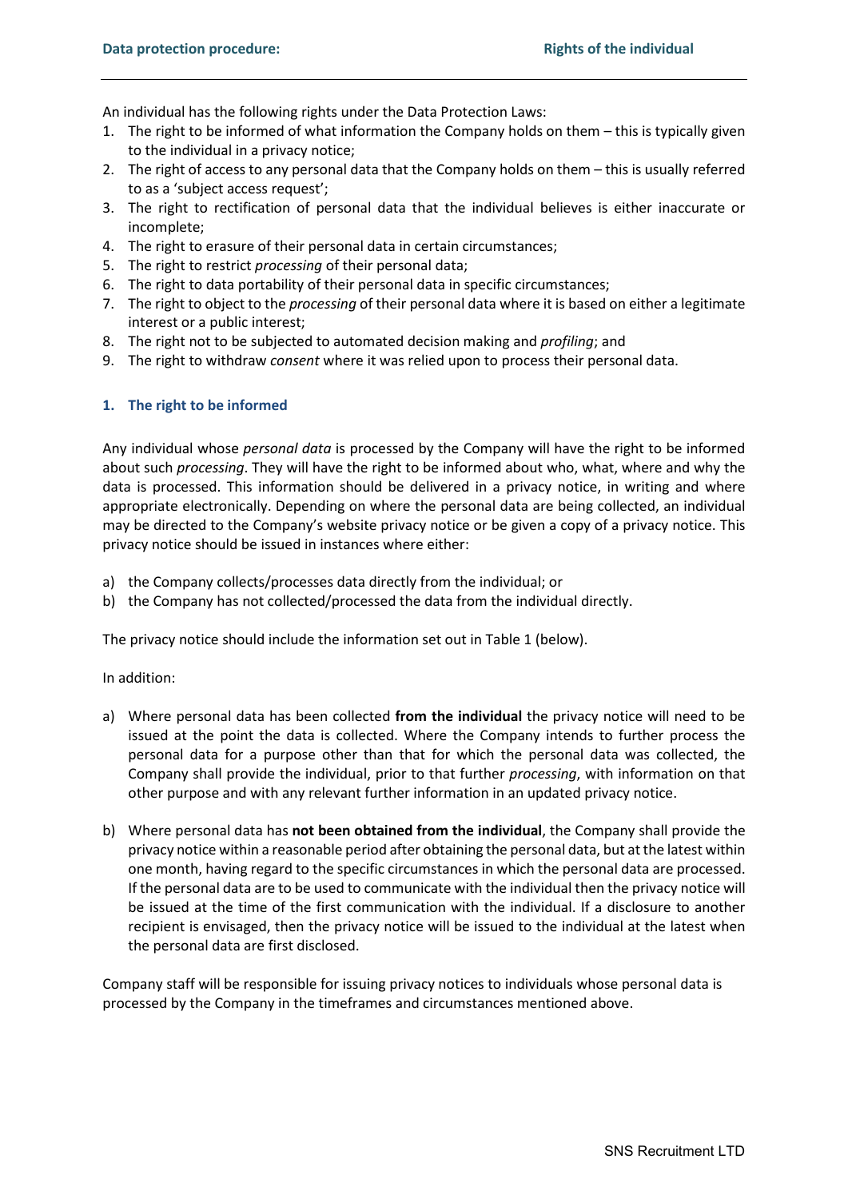An individual has the following rights under the Data Protection Laws:

1. The right to be informed of what information the Company holds on them – this is typically given to the individual in a privacy notice;
2. The right of access to any personal data that the Company holds on them – this is usually referred to as a 'subject access request';
3. The right to rectification of personal data that the individual believes is either inaccurate or incomplete;
4. The right to erasure of their personal data in certain circumstances;
5. The right to restrict *processing* of their personal data;
6. The right to data portability of their personal data in specific circumstances;
7. The right to object to the *processing* of their personal data where it is based on either a legitimate interest or a public interest;
8. The right not to be subjected to automated decision making and *profiling*; and
9. The right to withdraw *consent* where it was relied upon to process their personal data.

## 1. The right to be informed

Any individual whose *personal data* is processed by the Company will have the right to be informed about such *processing*. They will have the right to be informed about who, what, where and why the data is processed. This information should be delivered in a privacy notice, in writing and where appropriate electronically. Depending on where the personal data are being collected, an individual may be directed to the Company's website privacy notice or be given a copy of a privacy notice. This privacy notice should be issued in instances where either:

a) the Company collects/processes data directly from the individual; or
b) the Company has not collected/processed the data from the individual directly.

The privacy notice should include the information set out in Table 1 (below).

In addition:

a) Where personal data has been collected **from the individual** the privacy notice will need to be issued at the point the data is collected. Where the Company intends to further process the personal data for a purpose other than that for which the personal data was collected, the Company shall provide the individual, prior to that further *processing*, with information on that other purpose and with any relevant further information in an updated privacy notice.

b) Where personal data has **not been obtained from the individual**, the Company shall provide the privacy notice within a reasonable period after obtaining the personal data, but at the latest within one month, having regard to the specific circumstances in which the personal data are processed. If the personal data are to be used to communicate with the individual then the privacy notice will be issued at the time of the first communication with the individual. If a disclosure to another recipient is envisaged, then the privacy notice will be issued to the individual at the latest when the personal data are first disclosed.

Company staff will be responsible for issuing privacy notices to individuals whose personal data is processed by the Company in the timeframes and circumstances mentioned above.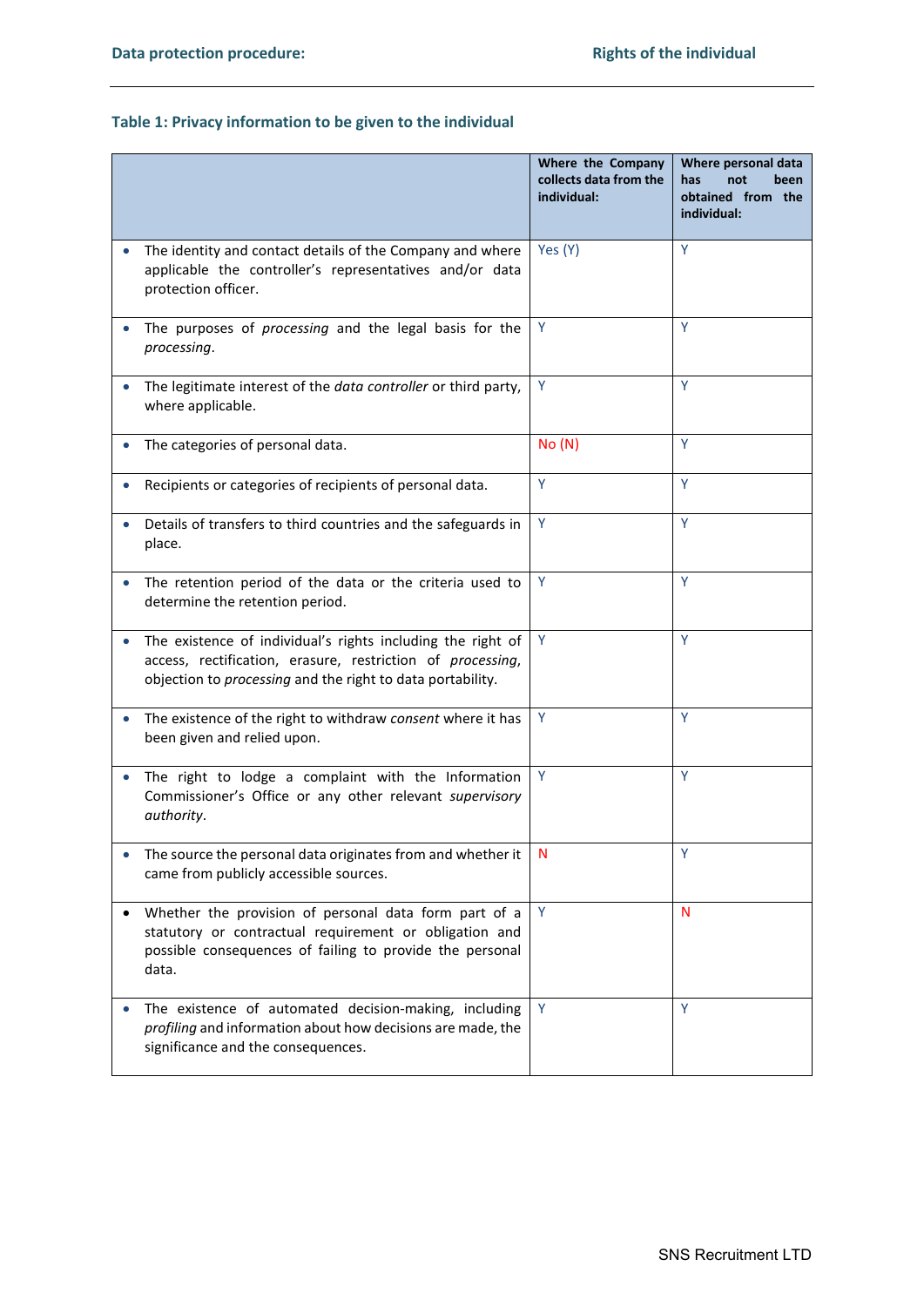### Table 1: Privacy information to be given to the individual

| | Where the Company collects data from the individual: | Where personal data has not been obtained from the individual: |
|---|---|---|
| The identity and contact details of the Company and where applicable the controller's representatives and/or data protection officer. | Yes (Y) | Y |
| The purposes of *processing* and the legal basis for the *processing*. | Y | Y |
| The legitimate interest of the *data controller* or third party, where applicable. | Y | Y |
| The categories of personal data. | No (N) | Y |
| Recipients or categories of recipients of personal data. | Y | Y |
| Details of transfers to third countries and the safeguards in place. | Y | Y |
| The retention period of the data or the criteria used to determine the retention period. | Y | Y |
| The existence of individual's rights including the right of access, rectification, erasure, restriction of *processing*, objection to *processing* and the right to data portability. | Y | Y |
| The existence of the right to withdraw *consent* where it has been given and relied upon. | Y | Y |
| The right to lodge a complaint with the Information Commissioner's Office or any other relevant *supervisory authority*. | Y | Y |
| The source the personal data originates from and whether it came from publicly accessible sources. | N | Y |
| Whether the provision of personal data form part of a statutory or contractual requirement or obligation and possible consequences of failing to provide the personal data. | Y | N |
| The existence of automated decision-making, including *profiling* and information about how decisions are made, the significance and the consequences. | Y | Y |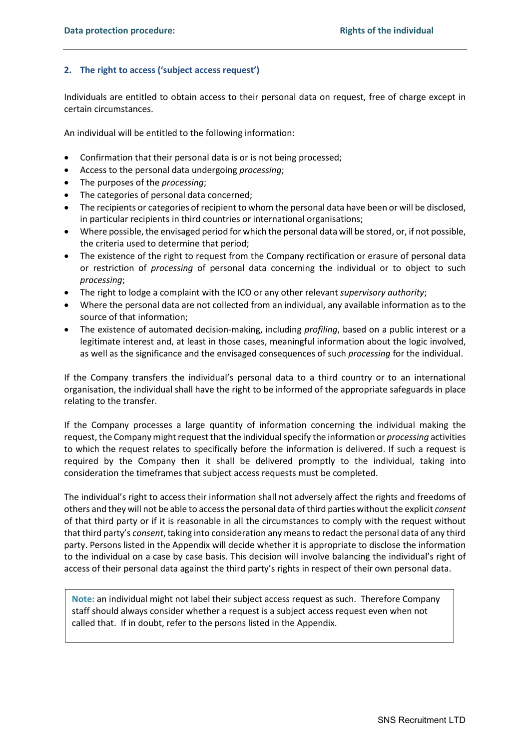## 2. The right to access ('subject access request')

Individuals are entitled to obtain access to their personal data on request, free of charge except in certain circumstances.

An individual will be entitled to the following information:

- Confirmation that their personal data is or is not being processed;
- Access to the personal data undergoing *processing*;
- The purposes of the *processing*;
- The categories of personal data concerned;
- The recipients or categories of recipient to whom the personal data have been or will be disclosed, in particular recipients in third countries or international organisations;
- Where possible, the envisaged period for which the personal data will be stored, or, if not possible, the criteria used to determine that period;
- The existence of the right to request from the Company rectification or erasure of personal data or restriction of *processing* of personal data concerning the individual or to object to such *processing*;
- The right to lodge a complaint with the ICO or any other relevant *supervisory authority*;
- Where the personal data are not collected from an individual, any available information as to the source of that information;
- The existence of automated decision-making, including *profiling*, based on a public interest or a legitimate interest and, at least in those cases, meaningful information about the logic involved, as well as the significance and the envisaged consequences of such *processing* for the individual.

If the Company transfers the individual's personal data to a third country or to an international organisation, the individual shall have the right to be informed of the appropriate safeguards in place relating to the transfer.

If the Company processes a large quantity of information concerning the individual making the request, the Company might request that the individual specify the information or *processing* activities to which the request relates to specifically before the information is delivered. If such a request is required by the Company then it shall be delivered promptly to the individual, taking into consideration the timeframes that subject access requests must be completed.

The individual's right to access their information shall not adversely affect the rights and freedoms of others and they will not be able to access the personal data of third parties without the explicit *consent* of that third party or if it is reasonable in all the circumstances to comply with the request without that third party's *consent*, taking into consideration any means to redact the personal data of any third party. Persons listed in the Appendix will decide whether it is appropriate to disclose the information to the individual on a case by case basis. This decision will involve balancing the individual's right of access of their personal data against the third party's rights in respect of their own personal data.

> **Note:** an individual might not label their subject access request as such. Therefore Company staff should always consider whether a request is a subject access request even when not called that. If in doubt, refer to the persons listed in the Appendix.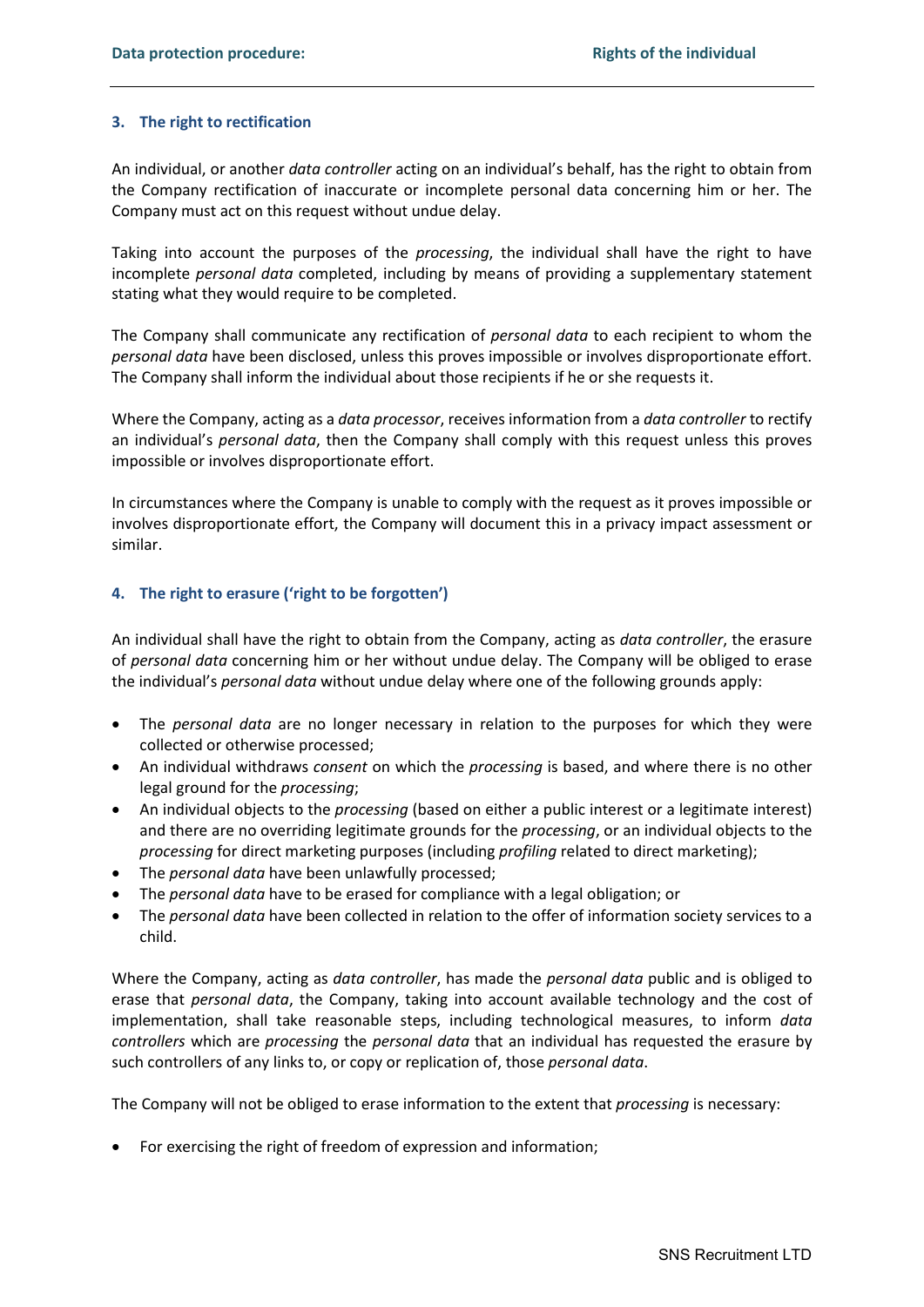### 3. The right to rectification

An individual, or another *data controller* acting on an individual's behalf, has the right to obtain from the Company rectification of inaccurate or incomplete personal data concerning him or her. The Company must act on this request without undue delay.

Taking into account the purposes of the *processing*, the individual shall have the right to have incomplete *personal data* completed, including by means of providing a supplementary statement stating what they would require to be completed.

The Company shall communicate any rectification of *personal data* to each recipient to whom the *personal data* have been disclosed, unless this proves impossible or involves disproportionate effort. The Company shall inform the individual about those recipients if he or she requests it.

Where the Company, acting as a *data processor*, receives information from a *data controller* to rectify an individual's *personal data*, then the Company shall comply with this request unless this proves impossible or involves disproportionate effort.

In circumstances where the Company is unable to comply with the request as it proves impossible or involves disproportionate effort, the Company will document this in a privacy impact assessment or similar.

### 4. The right to erasure ('right to be forgotten')

An individual shall have the right to obtain from the Company, acting as *data controller*, the erasure of *personal data* concerning him or her without undue delay. The Company will be obliged to erase the individual's *personal data* without undue delay where one of the following grounds apply:

- The *personal data* are no longer necessary in relation to the purposes for which they were collected or otherwise processed;
- An individual withdraws *consent* on which the *processing* is based, and where there is no other legal ground for the *processing*;
- An individual objects to the *processing* (based on either a public interest or a legitimate interest) and there are no overriding legitimate grounds for the *processing*, or an individual objects to the *processing* for direct marketing purposes (including *profiling* related to direct marketing);
- The *personal data* have been unlawfully processed;
- The *personal data* have to be erased for compliance with a legal obligation; or
- The *personal data* have been collected in relation to the offer of information society services to a child.

Where the Company, acting as *data controller*, has made the *personal data* public and is obliged to erase that *personal data*, the Company, taking into account available technology and the cost of implementation, shall take reasonable steps, including technological measures, to inform *data controllers* which are *processing* the *personal data* that an individual has requested the erasure by such controllers of any links to, or copy or replication of, those *personal data*.

The Company will not be obliged to erase information to the extent that *processing* is necessary:

- For exercising the right of freedom of expression and information;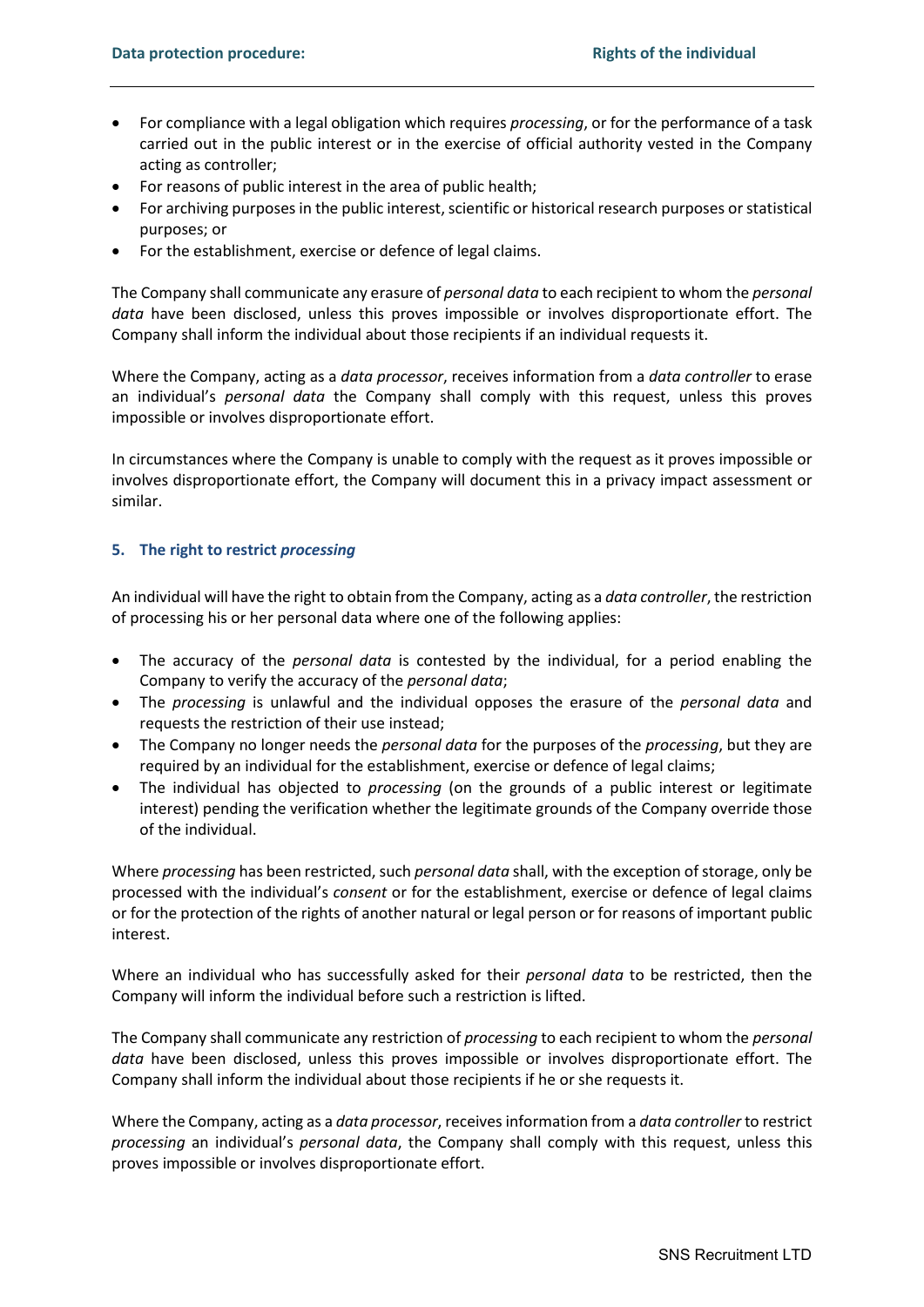- For compliance with a legal obligation which requires *processing*, or for the performance of a task carried out in the public interest or in the exercise of official authority vested in the Company acting as controller;
- For reasons of public interest in the area of public health;
- For archiving purposes in the public interest, scientific or historical research purposes or statistical purposes; or
- For the establishment, exercise or defence of legal claims.

The Company shall communicate any erasure of *personal data* to each recipient to whom the *personal data* have been disclosed, unless this proves impossible or involves disproportionate effort. The Company shall inform the individual about those recipients if an individual requests it.

Where the Company, acting as a *data processor*, receives information from a *data controller* to erase an individual's *personal data* the Company shall comply with this request, unless this proves impossible or involves disproportionate effort.

In circumstances where the Company is unable to comply with the request as it proves impossible or involves disproportionate effort, the Company will document this in a privacy impact assessment or similar.

## 5. The right to restrict *processing*

An individual will have the right to obtain from the Company, acting as a *data controller*, the restriction of processing his or her personal data where one of the following applies:

- The accuracy of the *personal data* is contested by the individual, for a period enabling the Company to verify the accuracy of the *personal data*;
- The *processing* is unlawful and the individual opposes the erasure of the *personal data* and requests the restriction of their use instead;
- The Company no longer needs the *personal data* for the purposes of the *processing*, but they are required by an individual for the establishment, exercise or defence of legal claims;
- The individual has objected to *processing* (on the grounds of a public interest or legitimate interest) pending the verification whether the legitimate grounds of the Company override those of the individual.

Where *processing* has been restricted, such *personal data* shall, with the exception of storage, only be processed with the individual's *consent* or for the establishment, exercise or defence of legal claims or for the protection of the rights of another natural or legal person or for reasons of important public interest.

Where an individual who has successfully asked for their *personal data* to be restricted, then the Company will inform the individual before such a restriction is lifted.

The Company shall communicate any restriction of *processing* to each recipient to whom the *personal data* have been disclosed, unless this proves impossible or involves disproportionate effort. The Company shall inform the individual about those recipients if he or she requests it.

Where the Company, acting as a *data processor*, receives information from a *data controller* to restrict *processing* an individual's *personal data*, the Company shall comply with this request, unless this proves impossible or involves disproportionate effort.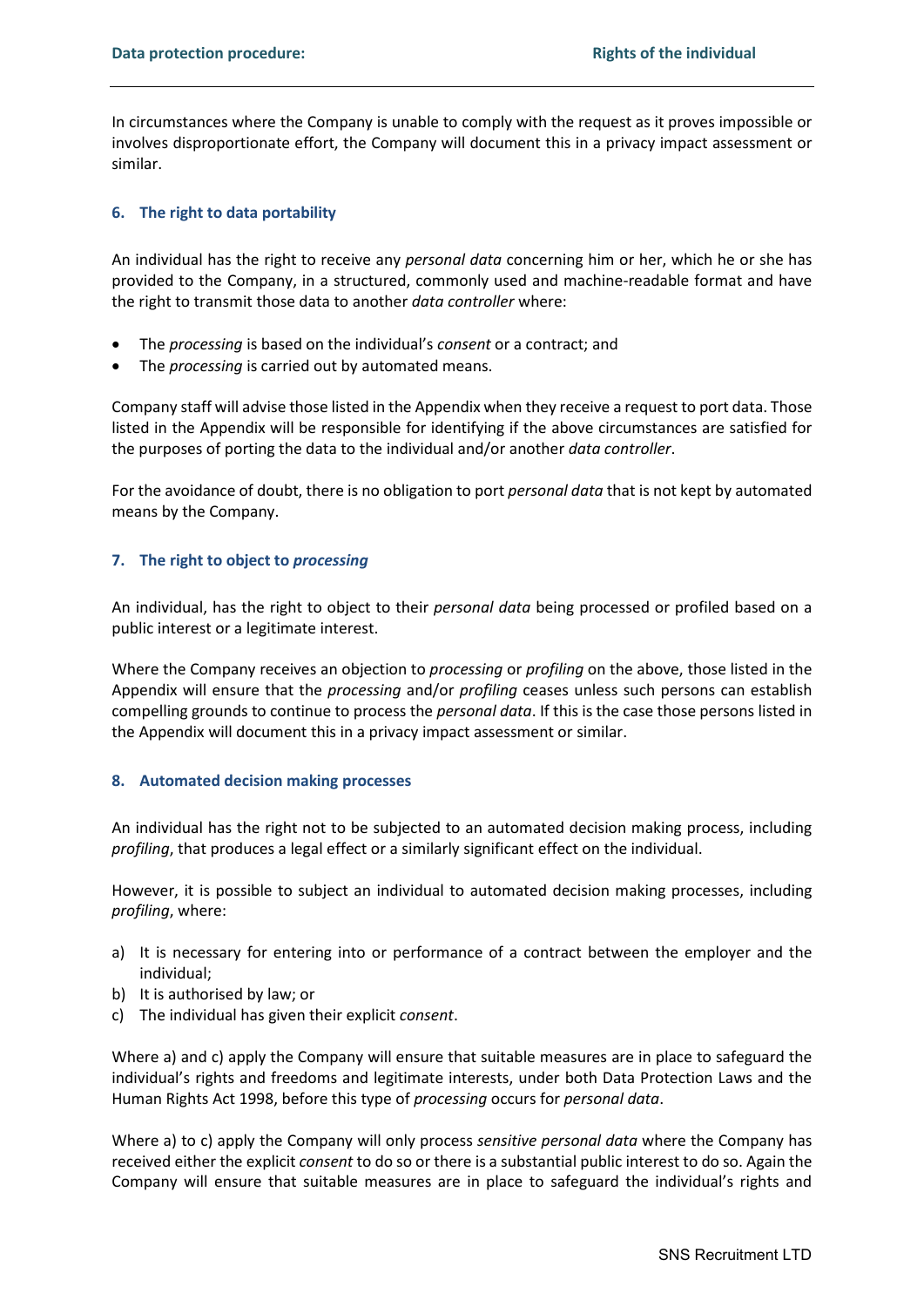In circumstances where the Company is unable to comply with the request as it proves impossible or involves disproportionate effort, the Company will document this in a privacy impact assessment or similar.

## 6. The right to data portability

An individual has the right to receive any *personal data* concerning him or her, which he or she has provided to the Company, in a structured, commonly used and machine-readable format and have the right to transmit those data to another *data controller* where:

- The *processing* is based on the individual's *consent* or a contract; and
- The *processing* is carried out by automated means.

Company staff will advise those listed in the Appendix when they receive a request to port data. Those listed in the Appendix will be responsible for identifying if the above circumstances are satisfied for the purposes of porting the data to the individual and/or another *data controller*.

For the avoidance of doubt, there is no obligation to port *personal data* that is not kept by automated means by the Company.

## 7. The right to object to *processing*

An individual, has the right to object to their *personal data* being processed or profiled based on a public interest or a legitimate interest.

Where the Company receives an objection to *processing* or *profiling* on the above, those listed in the Appendix will ensure that the *processing* and/or *profiling* ceases unless such persons can establish compelling grounds to continue to process the *personal data*. If this is the case those persons listed in the Appendix will document this in a privacy impact assessment or similar.

## 8. Automated decision making processes

An individual has the right not to be subjected to an automated decision making process, including *profiling*, that produces a legal effect or a similarly significant effect on the individual.

However, it is possible to subject an individual to automated decision making processes, including *profiling*, where:

a) It is necessary for entering into or performance of a contract between the employer and the individual;
b) It is authorised by law; or
c) The individual has given their explicit *consent*.

Where a) and c) apply the Company will ensure that suitable measures are in place to safeguard the individual's rights and freedoms and legitimate interests, under both Data Protection Laws and the Human Rights Act 1998, before this type of *processing* occurs for *personal data*.

Where a) to c) apply the Company will only process *sensitive personal data* where the Company has received either the explicit *consent* to do so or there is a substantial public interest to do so. Again the Company will ensure that suitable measures are in place to safeguard the individual's rights and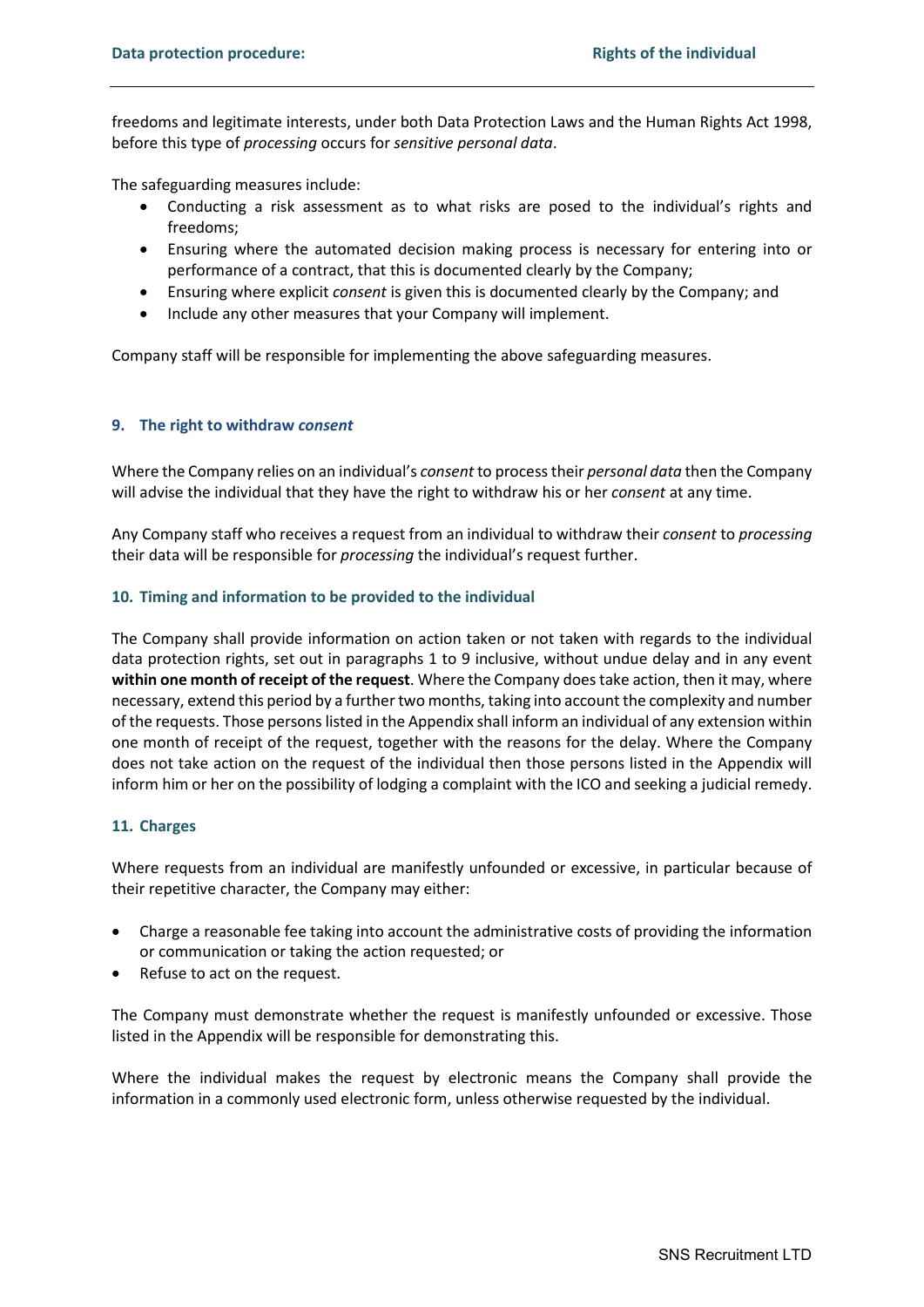freedoms and legitimate interests, under both Data Protection Laws and the Human Rights Act 1998, before this type of *processing* occurs for *sensitive personal data*.

The safeguarding measures include:

- Conducting a risk assessment as to what risks are posed to the individual's rights and freedoms;
- Ensuring where the automated decision making process is necessary for entering into or performance of a contract, that this is documented clearly by the Company;
- Ensuring where explicit *consent* is given this is documented clearly by the Company; and
- Include any other measures that your Company will implement.

Company staff will be responsible for implementing the above safeguarding measures.

## 9. The right to withdraw *consent*

Where the Company relies on an individual's *consent* to process their *personal data* then the Company will advise the individual that they have the right to withdraw his or her *consent* at any time.

Any Company staff who receives a request from an individual to withdraw their *consent* to *processing* their data will be responsible for *processing* the individual's request further.

## 10. Timing and information to be provided to the individual

The Company shall provide information on action taken or not taken with regards to the individual data protection rights, set out in paragraphs 1 to 9 inclusive, without undue delay and in any event **within one month of receipt of the request**. Where the Company does take action, then it may, where necessary, extend this period by a further two months, taking into account the complexity and number of the requests. Those persons listed in the Appendix shall inform an individual of any extension within one month of receipt of the request, together with the reasons for the delay. Where the Company does not take action on the request of the individual then those persons listed in the Appendix will inform him or her on the possibility of lodging a complaint with the ICO and seeking a judicial remedy.

## 11. Charges

Where requests from an individual are manifestly unfounded or excessive, in particular because of their repetitive character, the Company may either:

- Charge a reasonable fee taking into account the administrative costs of providing the information or communication or taking the action requested; or
- Refuse to act on the request.

The Company must demonstrate whether the request is manifestly unfounded or excessive. Those listed in the Appendix will be responsible for demonstrating this.

Where the individual makes the request by electronic means the Company shall provide the information in a commonly used electronic form, unless otherwise requested by the individual.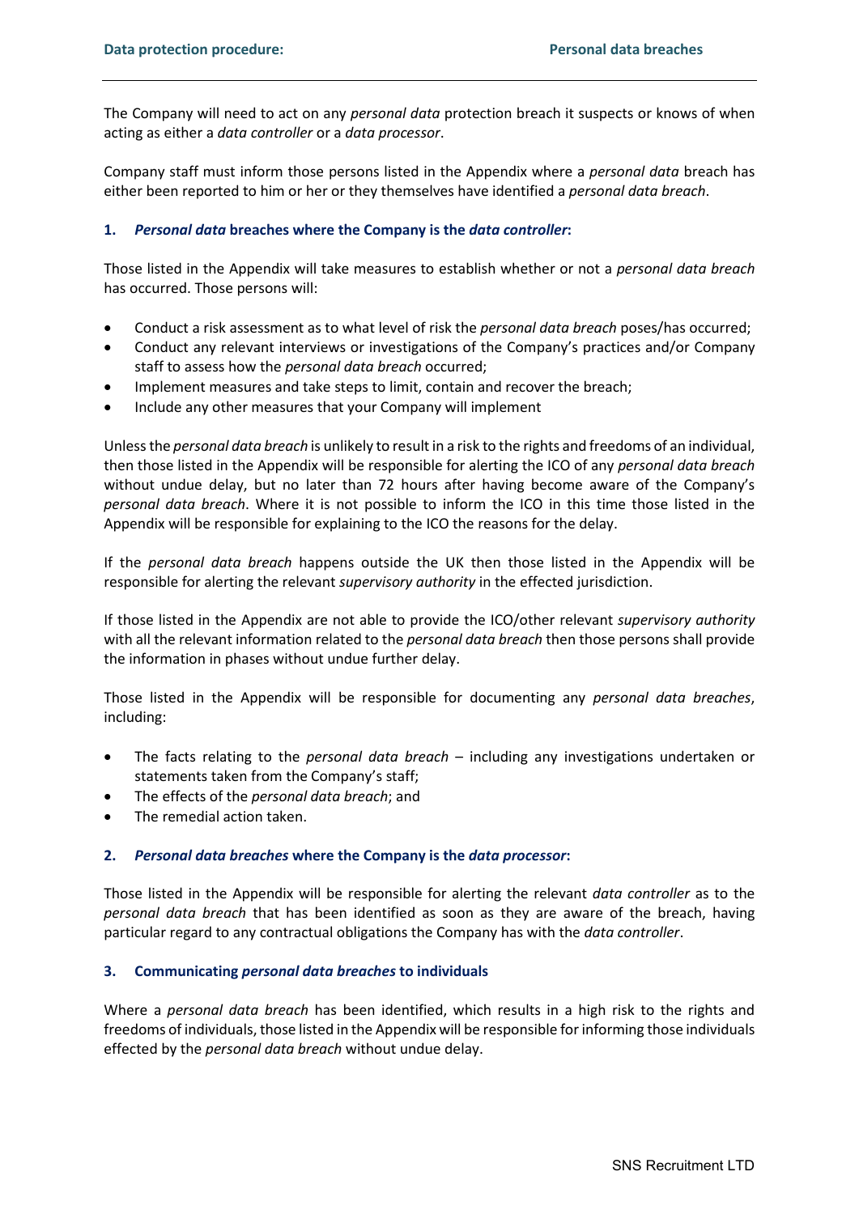The Company will need to act on any *personal data* protection breach it suspects or knows of when acting as either a *data controller* or a *data processor*.

Company staff must inform those persons listed in the Appendix where a *personal data* breach has either been reported to him or her or they themselves have identified a *personal data breach*.

## 1. *Personal data* breaches where the Company is the *data controller*:

Those listed in the Appendix will take measures to establish whether or not a *personal data breach* has occurred. Those persons will:

- Conduct a risk assessment as to what level of risk the *personal data breach* poses/has occurred;
- Conduct any relevant interviews or investigations of the Company's practices and/or Company staff to assess how the *personal data breach* occurred;
- Implement measures and take steps to limit, contain and recover the breach;
- Include any other measures that your Company will implement

Unless the *personal data breach* is unlikely to result in a risk to the rights and freedoms of an individual, then those listed in the Appendix will be responsible for alerting the ICO of any *personal data breach* without undue delay, but no later than 72 hours after having become aware of the Company's *personal data breach*. Where it is not possible to inform the ICO in this time those listed in the Appendix will be responsible for explaining to the ICO the reasons for the delay.

If the *personal data breach* happens outside the UK then those listed in the Appendix will be responsible for alerting the relevant *supervisory authority* in the effected jurisdiction.

If those listed in the Appendix are not able to provide the ICO/other relevant *supervisory authority* with all the relevant information related to the *personal data breach* then those persons shall provide the information in phases without undue further delay.

Those listed in the Appendix will be responsible for documenting any *personal data breaches*, including:

- The facts relating to the *personal data breach* – including any investigations undertaken or statements taken from the Company's staff;
- The effects of the *personal data breach*; and
- The remedial action taken.

## 2. *Personal data breaches* where the Company is the *data processor*:

Those listed in the Appendix will be responsible for alerting the relevant *data controller* as to the *personal data breach* that has been identified as soon as they are aware of the breach, having particular regard to any contractual obligations the Company has with the *data controller*.

## 3. Communicating *personal data breaches* to individuals

Where a *personal data breach* has been identified, which results in a high risk to the rights and freedoms of individuals, those listed in the Appendix will be responsible for informing those individuals effected by the *personal data breach* without undue delay.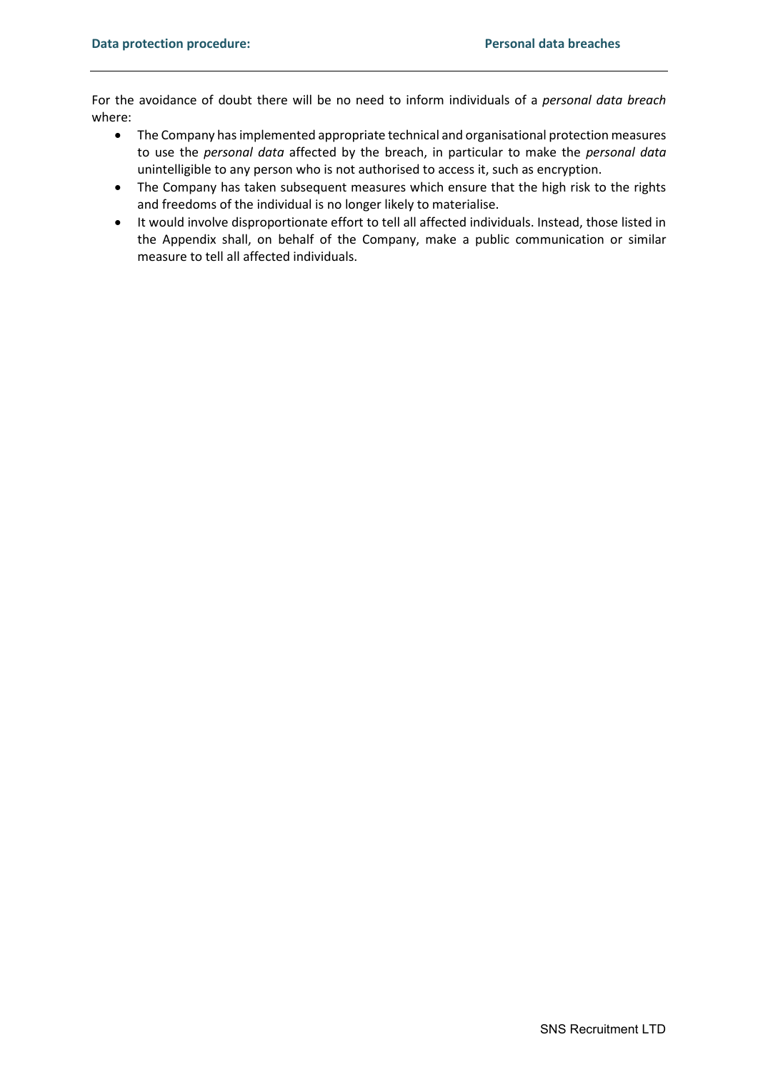For the avoidance of doubt there will be no need to inform individuals of a *personal data breach* where:

- The Company has implemented appropriate technical and organisational protection measures to use the *personal data* affected by the breach, in particular to make the *personal data* unintelligible to any person who is not authorised to access it, such as encryption.
- The Company has taken subsequent measures which ensure that the high risk to the rights and freedoms of the individual is no longer likely to materialise.
- It would involve disproportionate effort to tell all affected individuals. Instead, those listed in the Appendix shall, on behalf of the Company, make a public communication or similar measure to tell all affected individuals.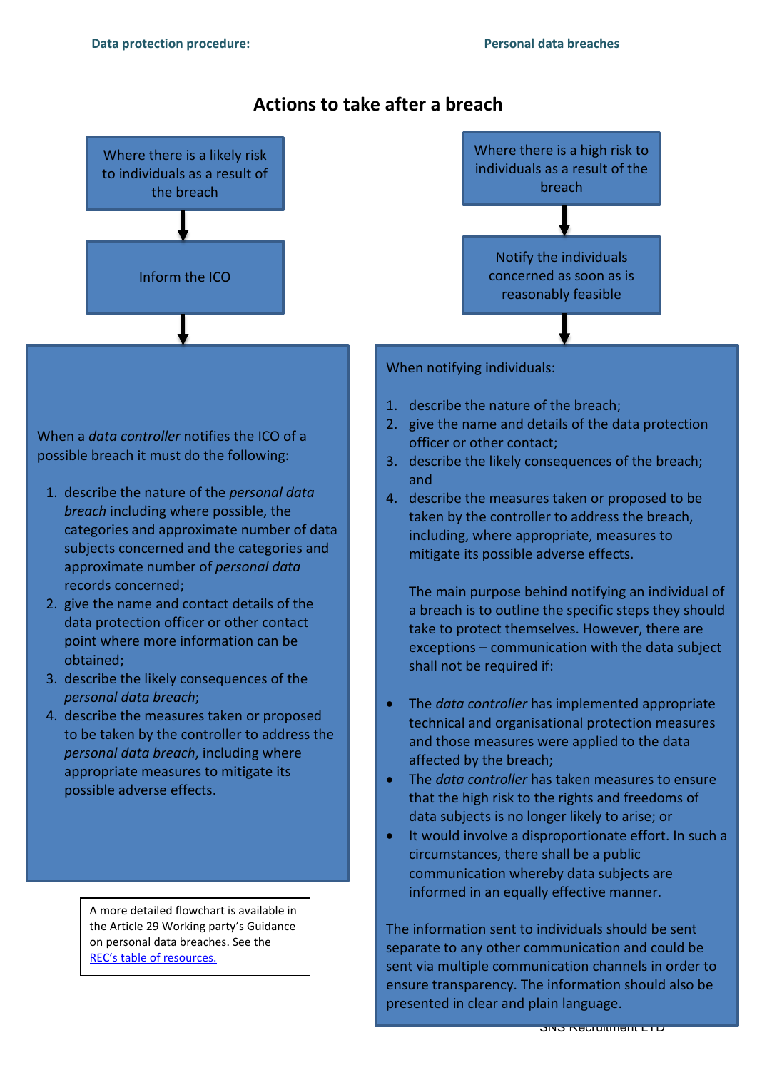## Actions to take after a breach

Where there is a likely risk to individuals as a result of the breach

↓

Inform the ICO

↓

When a *data controller* notifies the ICO of a possible breach it must do the following:

1. describe the nature of the *personal data breach* including where possible, the categories and approximate number of data subjects concerned and the categories and approximate number of *personal data* records concerned;
2. give the name and contact details of the data protection officer or other contact point where more information can be obtained;
3. describe the likely consequences of the *personal data breach*;
4. describe the measures taken or proposed to be taken by the controller to address the *personal data breach*, including where appropriate measures to mitigate its possible adverse effects.

A more detailed flowchart is available in the Article 29 Working party's Guidance on personal data breaches. See the REC's table of resources.

Where there is a high risk to individuals as a result of the breach

↓

Notify the individuals concerned as soon as is reasonably feasible

↓

When notifying individuals:

1. describe the nature of the breach;
2. give the name and details of the data protection officer or other contact;
3. describe the likely consequences of the breach; and
4. describe the measures taken or proposed to be taken by the controller to address the breach, including, where appropriate, measures to mitigate its possible adverse effects.

The main purpose behind notifying an individual of a breach is to outline the specific steps they should take to protect themselves. However, there are exceptions – communication with the data subject shall not be required if:

- The *data controller* has implemented appropriate technical and organisational protection measures and those measures were applied to the data affected by the breach;
- The *data controller* has taken measures to ensure that the high risk to the rights and freedoms of data subjects is no longer likely to arise; or
- It would involve a disproportionate effort. In such a circumstances, there shall be a public communication whereby data subjects are informed in an equally effective manner.

The information sent to individuals should be sent separate to any other communication and could be sent via multiple communication channels in order to ensure transparency. The information should also be presented in clear and plain language.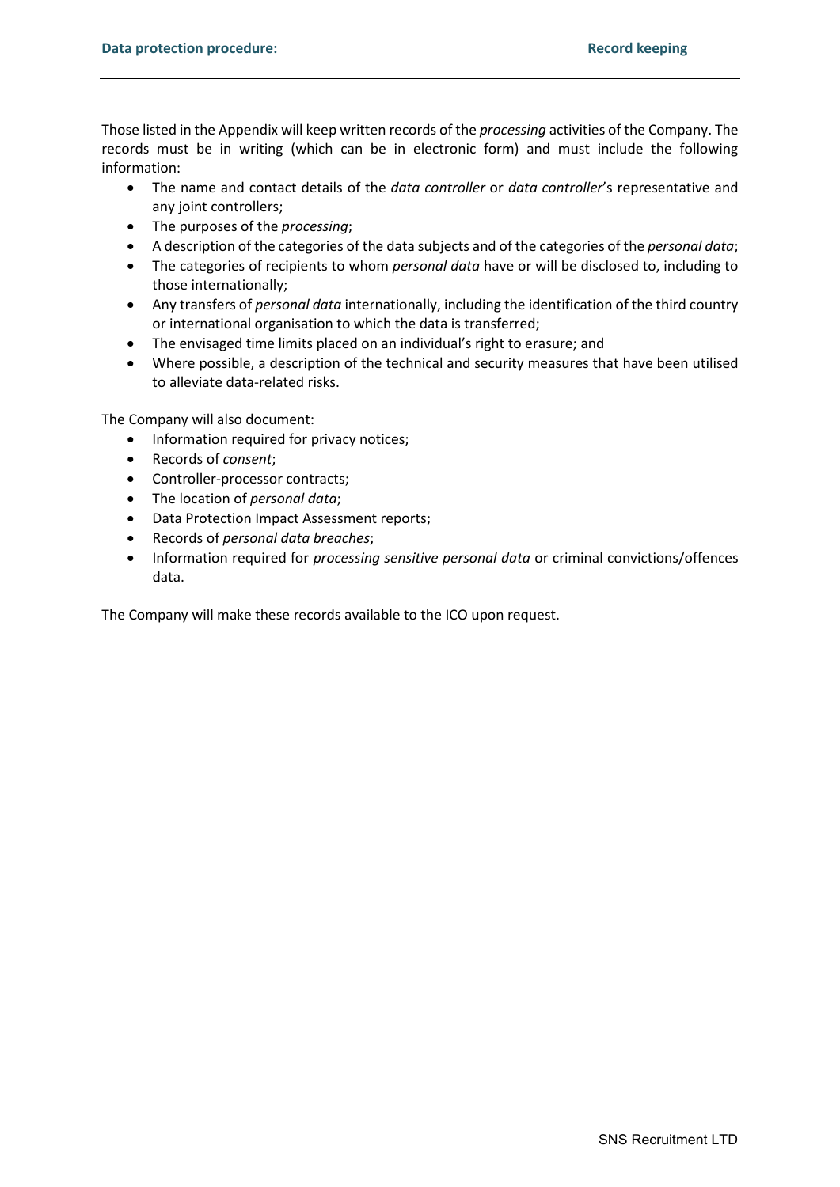Those listed in the Appendix will keep written records of the *processing* activities of the Company. The records must be in writing (which can be in electronic form) and must include the following information:

- The name and contact details of the *data controller* or *data controller*'s representative and any joint controllers;
- The purposes of the *processing*;
- A description of the categories of the data subjects and of the categories of the *personal data*;
- The categories of recipients to whom *personal data* have or will be disclosed to, including to those internationally;
- Any transfers of *personal data* internationally, including the identification of the third country or international organisation to which the data is transferred;
- The envisaged time limits placed on an individual's right to erasure; and
- Where possible, a description of the technical and security measures that have been utilised to alleviate data-related risks.

The Company will also document:

- Information required for privacy notices;
- Records of *consent*;
- Controller-processor contracts;
- The location of *personal data*;
- Data Protection Impact Assessment reports;
- Records of *personal data breaches*;
- Information required for *processing sensitive personal data* or criminal convictions/offences data.

The Company will make these records available to the ICO upon request.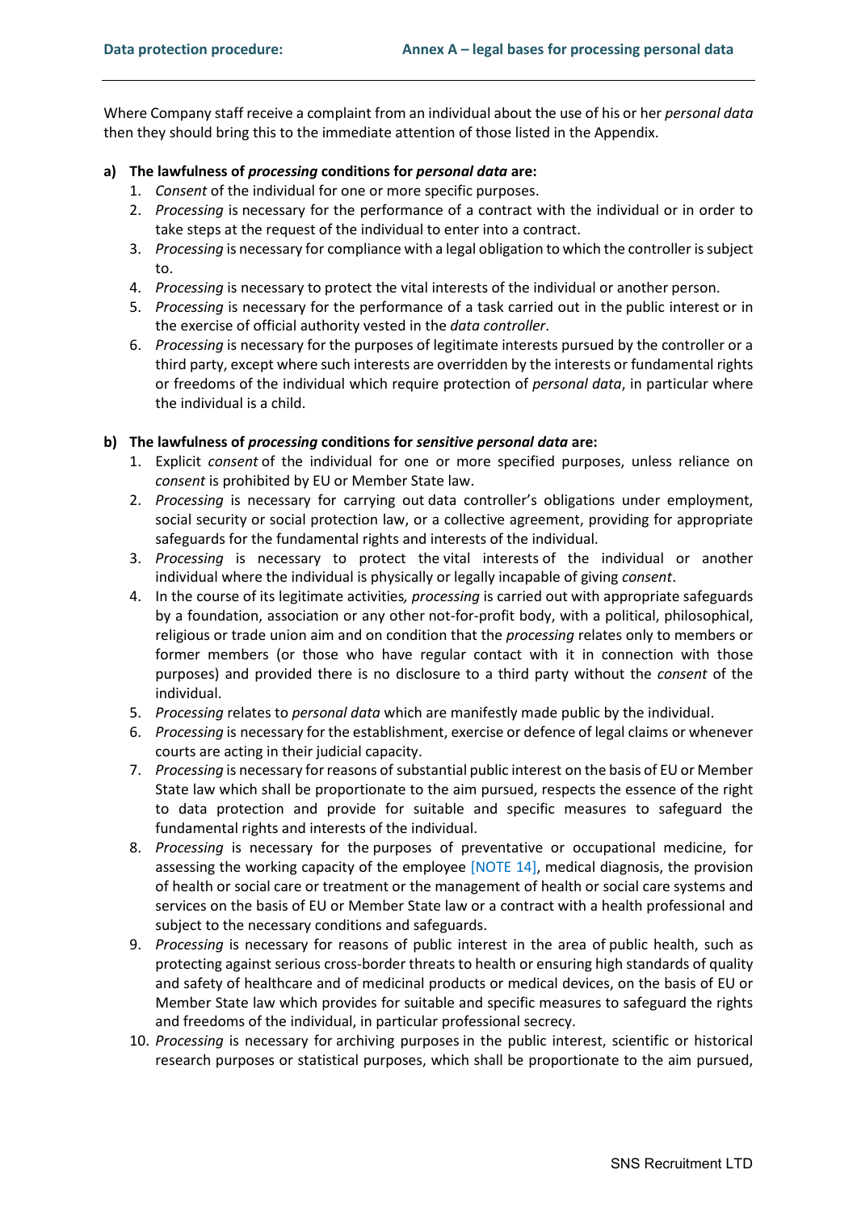Where Company staff receive a complaint from an individual about the use of his or her *personal data* then they should bring this to the immediate attention of those listed in the Appendix.

**a) The lawfulness of *processing* conditions for *personal data* are:**

1. *Consent* of the individual for one or more specific purposes.
2. *Processing* is necessary for the performance of a contract with the individual or in order to take steps at the request of the individual to enter into a contract.
3. *Processing* is necessary for compliance with a legal obligation to which the controller is subject to.
4. *Processing* is necessary to protect the vital interests of the individual or another person.
5. *Processing* is necessary for the performance of a task carried out in the public interest or in the exercise of official authority vested in the *data controller*.
6. *Processing* is necessary for the purposes of legitimate interests pursued by the controller or a third party, except where such interests are overridden by the interests or fundamental rights or freedoms of the individual which require protection of *personal data*, in particular where the individual is a child.

**b) The lawfulness of *processing* conditions for *sensitive personal data* are:**

1. Explicit *consent* of the individual for one or more specified purposes, unless reliance on *consent* is prohibited by EU or Member State law.
2. *Processing* is necessary for carrying out data controller's obligations under employment, social security or social protection law, or a collective agreement, providing for appropriate safeguards for the fundamental rights and interests of the individual.
3. *Processing* is necessary to protect the vital interests of the individual or another individual where the individual is physically or legally incapable of giving *consent*.
4. In the course of its legitimate activities*, processing* is carried out with appropriate safeguards by a foundation, association or any other not-for-profit body, with a political, philosophical, religious or trade union aim and on condition that the *processing* relates only to members or former members (or those who have regular contact with it in connection with those purposes) and provided there is no disclosure to a third party without the *consent* of the individual.
5. *Processing* relates to *personal data* which are manifestly made public by the individual.
6. *Processing* is necessary for the establishment, exercise or defence of legal claims or whenever courts are acting in their judicial capacity.
7. *Processing* is necessary for reasons of substantial public interest on the basis of EU or Member State law which shall be proportionate to the aim pursued, respects the essence of the right to data protection and provide for suitable and specific measures to safeguard the fundamental rights and interests of the individual.
8. *Processing* is necessary for the purposes of preventative or occupational medicine, for assessing the working capacity of the employee [NOTE 14], medical diagnosis, the provision of health or social care or treatment or the management of health or social care systems and services on the basis of EU or Member State law or a contract with a health professional and subject to the necessary conditions and safeguards.
9. *Processing* is necessary for reasons of public interest in the area of public health, such as protecting against serious cross-border threats to health or ensuring high standards of quality and safety of healthcare and of medicinal products or medical devices, on the basis of EU or Member State law which provides for suitable and specific measures to safeguard the rights and freedoms of the individual, in particular professional secrecy.
10. *Processing* is necessary for archiving purposes in the public interest, scientific or historical research purposes or statistical purposes, which shall be proportionate to the aim pursued,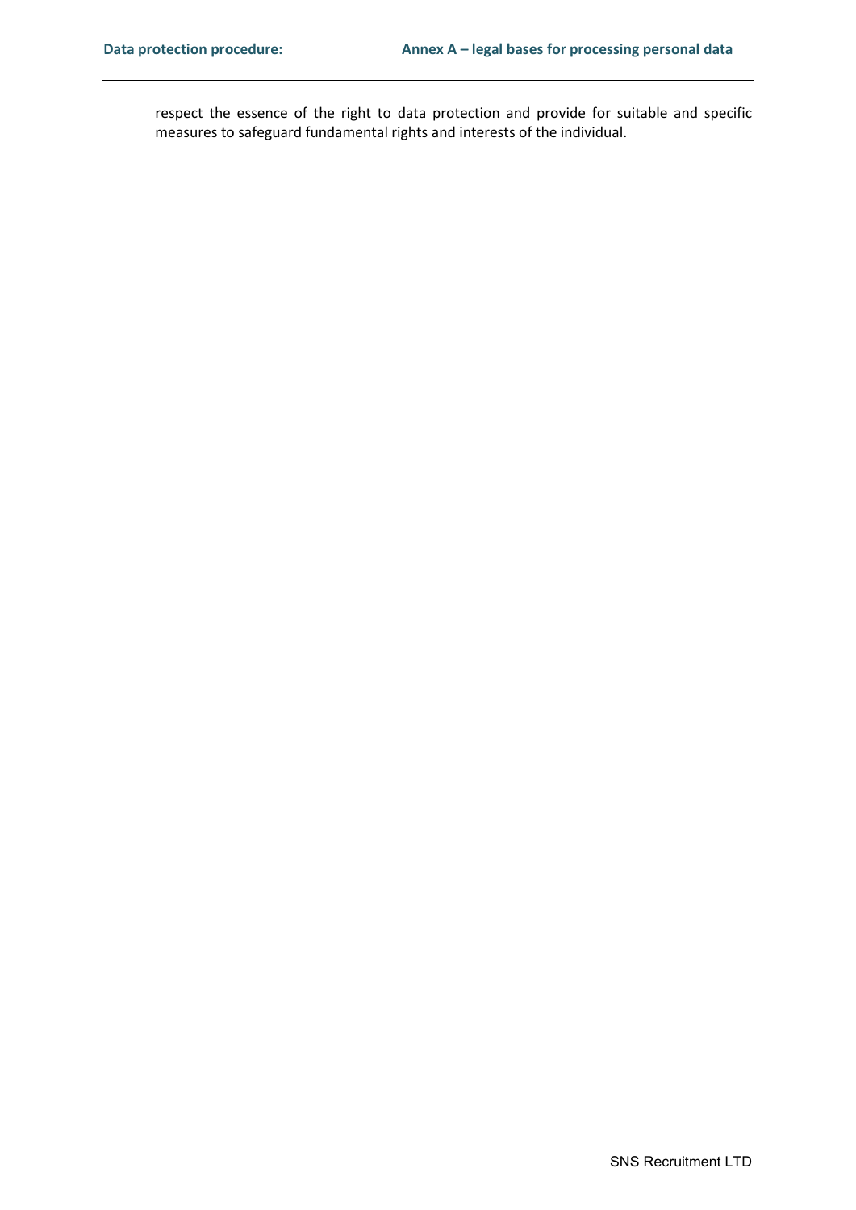respect the essence of the right to data protection and provide for suitable and specific measures to safeguard fundamental rights and interests of the individual.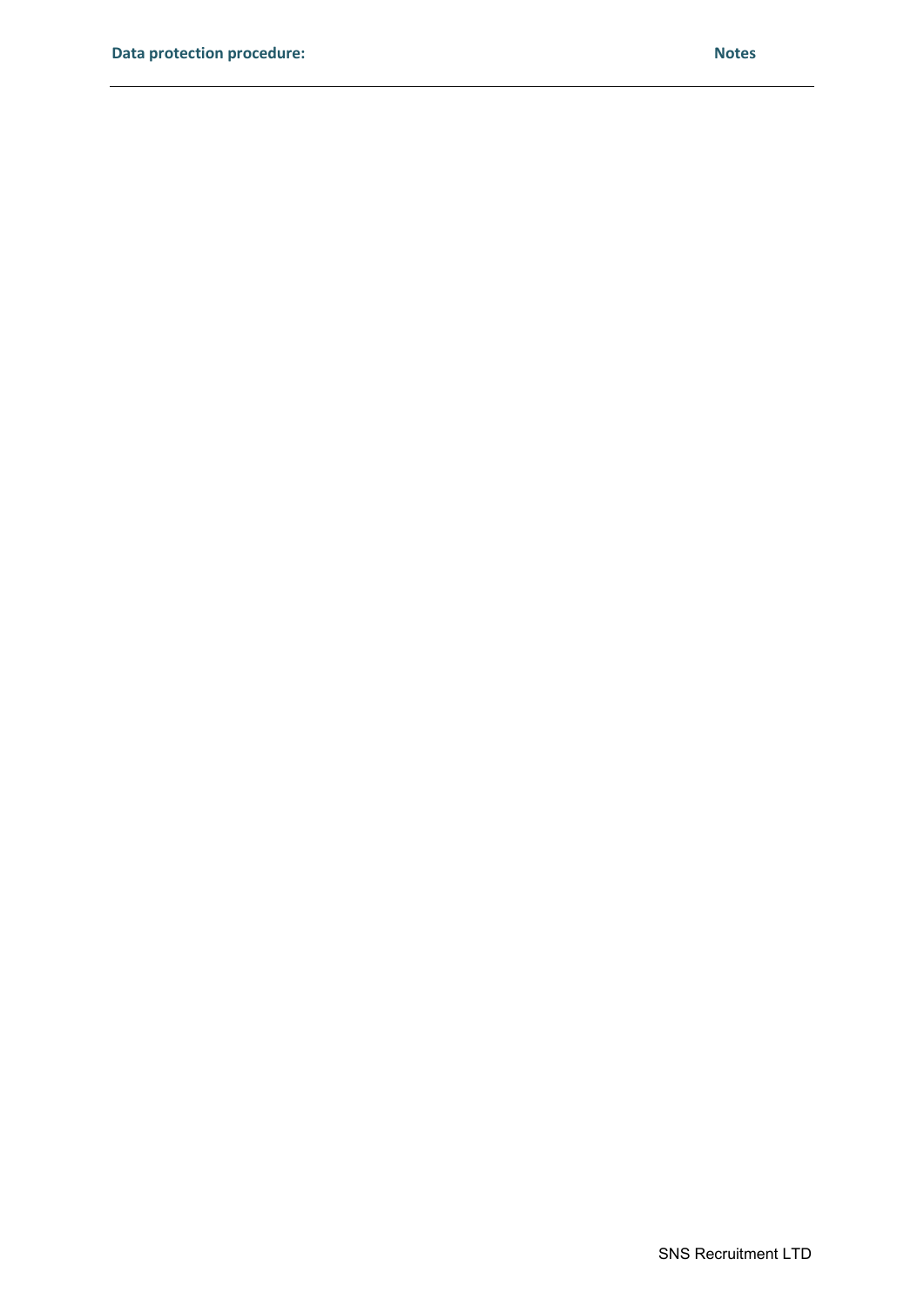# Notes